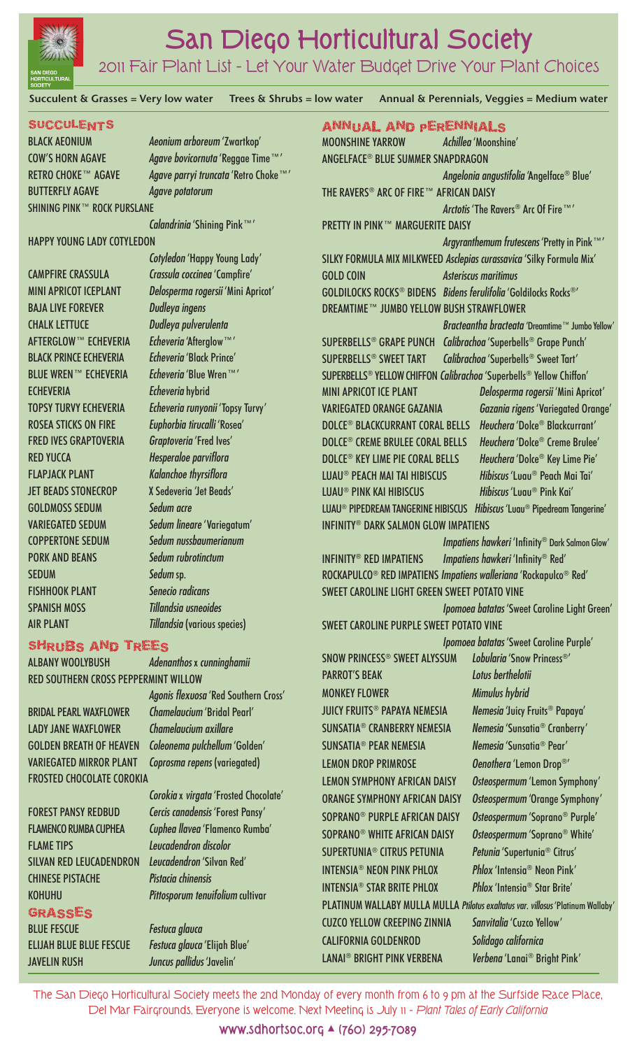# San Diego Horticultural Society

## 2011 Fair Plant List - Let Your Water Budget Drive Your Plant Choices

Succulent & Grasses = Very low water | Trees & Shrubs = low water | Annual & Perennials, Veggies = Medium water

## SUCCULENTS

| Common Name | Botanical Name |
|---|---|
| BLACK AEONIUM | *Aeonium arboreum* 'Zwartkop' |
| COW'S HORN AGAVE | *Agave bovicornuta* 'Reggae Time™' |
| RETRO CHOKE™ AGAVE | *Agave parryi truncata* 'Retro Choke™' |
| BUTTERFLY AGAVE | *Agave potatorum* |
| SHINING PINK™ ROCK PURSLANE | *Calandrinia* 'Shining Pink™' |
| HAPPY YOUNG LADY COTYLEDON | *Cotyledon* 'Happy Young Lady' |
| CAMPFIRE CRASSULA | *Crassula coccinea* 'Campfire' |
| MINI APRICOT ICEPLANT | *Delosperma rogersii* 'Mini Apricot' |
| BAJA LIVE FOREVER | *Dudleya ingens* |
| CHALK LETTUCE | *Dudleya pulverulenta* |
| AFTERGLOW™ ECHEVERIA | *Echeveria* 'Afterglow™' |
| BLACK PRINCE ECHEVERIA | *Echeveria* 'Black Prince' |
| BLUE WREN™ ECHEVERIA | *Echeveria* 'Blue Wren™' |
| ECHEVERIA | *Echeveria* hybrid |
| TOPSY TURVY ECHEVERIA | *Echeveria runyonii* 'Topsy Turvy' |
| ROSEA STICKS ON FIRE | *Euphorbia tirucalli* 'Rosea' |
| FRED IVES GRAPTOVERIA | *Graptoveria* 'Fred Ives' |
| RED YUCCA | *Hesperaloe parviflora* |
| FLAPJACK PLANT | *Kalanchoe thyrsiflora* |
| JET BEADS STONECROP | X Sedeveria 'Jet Beads' |
| GOLDMOSS SEDUM | *Sedum acre* |
| VARIEGATED SEDUM | *Sedum lineare* 'Variegatum' |
| COPPERTONE SEDUM | *Sedum nussbaumerianum* |
| PORK AND BEANS | *Sedum rubrotinctum* |
| SEDUM | *Sedum* sp. |
| FISHHOOK PLANT | *Senecio radicans* |
| SPANISH MOSS | *Tillandsia usneoides* |
| AIR PLANT | *Tillandsia* (various species) |

## SHRUBS AND TREES

| Common Name | Botanical Name |
|---|---|
| ALBANY WOOLYBUSH | *Adenanthos* x *cunninghamii* |
| RED SOUTHERN CROSS PEPPERMINT WILLOW | *Agonis flexuosa* 'Red Southern Cross' |
| BRIDAL PEARL WAXFLOWER | *Chamelaucium* 'Bridal Pearl' |
| LADY JANE WAXFLOWER | *Chamelaucium axillare* |
| GOLDEN BREATH OF HEAVEN | *Coleonema pulchellum* 'Golden' |
| VARIEGATED MIRROR PLANT | *Coprosma repens* (variegated) |
| FROSTED CHOCOLATE COROKIA | *Corokia* x *virgata* 'Frosted Chocolate' |
| FOREST PANSY REDBUD | *Cercis canadensis* 'Forest Pansy' |
| FLAMENCO RUMBA CUPHEA | *Cuphea llavea* 'Flamenco Rumba' |
| FLAME TIPS | *Leucadendron discolor* |
| SILVAN RED LEUCADENDRON | *Leucadendron* 'Silvan Red' |
| CHINESE PISTACHE | *Pistacia chinensis* |
| KOHUHU | *Pittosporum tenuifolium* cultivar |

## GRASSES

| Common Name | Botanical Name |
|---|---|
| BLUE FESCUE | *Festuca glauca* |
| ELIJAH BLUE BLUE FESCUE | *Festuca glauca* 'Elijah Blue' |
| JAVELIN RUSH | *Juncus pallidus* 'Javelin' |

## ANNUAL AND PERENNIALS

| Common Name | Botanical Name |
|---|---|
| MOONSHINE YARROW | *Achillea* 'Moonshine' |
| ANGELFACE® BLUE SUMMER SNAPDRAGON | *Angelonia angustifolia* 'Angelface® Blue' |
| THE RAVERS® ARC OF FIRE™ AFRICAN DAISY | *Arctotis* 'The Ravers® Arc Of Fire™' |
| PRETTY IN PINK™ MARGUERITE DAISY | *Argyranthemum frutescens* 'Pretty in Pink™' |
| SILKY FORMULA MIX MILKWEED | *Asclepias curassavica* 'Silky Formula Mix' |
| GOLD COIN | *Asteriscus maritimus* |
| GOLDILOCKS ROCKS® BIDENS | *Bidens ferulifolia* 'Goldilocks Rocks®' |
| DREAMTIME™ JUMBO YELLOW BUSH STRAWFLOWER | *Bracteantha bracteata* 'Dreamtime™ Jumbo Yellow' |
| SUPERBELLS® GRAPE PUNCH | *Calibrachoa* 'Superbells® Grape Punch' |
| SUPERBELLS® SWEET TART | *Calibrachoa* 'Superbells® Sweet Tart' |
| SUPERBELLS® YELLOW CHIFFON | *Calibrachoa* 'Superbells® Yellow Chiffon' |
| MINI APRICOT ICE PLANT | *Delosperma rogersii* 'Mini Apricot' |
| VARIEGATED ORANGE GAZANIA | *Gazania rigens* 'Variegated Orange' |
| DOLCE® BLACKCURRANT CORAL BELLS | *Heuchera* 'Dolce® Blackcurrant' |
| DOLCE® CREME BRULEE CORAL BELLS | *Heuchera* 'Dolce® Creme Brulee' |
| DOLCE® KEY LIME PIE CORAL BELLS | *Heuchera* 'Dolce® Key Lime Pie' |
| LUAU® PEACH MAI TAI HIBISCUS | *Hibiscus* 'Luau® Peach Mai Tai' |
| LUAU® PINK KAI HIBISCUS | *Hibiscus* 'Luau® Pink Kai' |
| LUAU® PIPEDREAM TANGERINE HIBISCUS | *Hibiscus* 'Luau® Pipedream Tangerine' |
| INFINITY® DARK SALMON GLOW IMPATIENS | *Impatiens hawkeri* 'Infinity® Dark Salmon Glow' |
| INFINITY® RED IMPATIENS | *Impatiens hawkeri* 'Infinity® Red' |
| ROCKAPULCO® RED IMPATIENS | *Impatiens walleriana* 'Rockapulco® Red' |
| SWEET CAROLINE LIGHT GREEN SWEET POTATO VINE | *Ipomoea batatas* 'Sweet Caroline Light Green' |
| SWEET CAROLINE PURPLE SWEET POTATO VINE | *Ipomoea batatas* 'Sweet Caroline Purple' |
| SNOW PRINCESS® SWEET ALYSSUM | *Lobularia* 'Snow Princess®' |
| PARROT'S BEAK | *Lotus berthelotii* |
| MONKEY FLOWER | *Mimulus hybrid* |
| JUICY FRUITS® PAPAYA NEMESIA | *Nemesia* 'Juicy Fruits® Papaya' |
| SUNSATIA® CRANBERRY NEMESIA | *Nemesia* 'Sunsatia® Cranberry' |
| SUNSATIA® PEAR NEMESIA | *Nemesia* 'Sunsatia® Pear' |
| LEMON DROP PRIMROSE | *Oenothera* 'Lemon Drop®' |
| LEMON SYMPHONY AFRICAN DAISY | *Osteospermum* 'Lemon Symphony' |
| ORANGE SYMPHONY AFRICAN DAISY | *Osteospermum* 'Orange Symphony' |
| SOPRANO® PURPLE AFRICAN DAISY | *Osteospermum* 'Soprano® Purple' |
| SOPRANO® WHITE AFRICAN DAISY | *Osteospermum* 'Soprano® White' |
| SUPERTUNIA® CITRUS PETUNIA | *Petunia* 'Supertunia® Citrus' |
| INTENSIA® NEON PINK PHLOX | *Phlox* 'Intensia® Neon Pink' |
| INTENSIA® STAR BRITE PHLOX | *Phlox* 'Intensia® Star Brite' |
| PLATINUM WALLABY MULLA MULLA | *Ptilotus exaltatus var. villosus* 'Platinum Wallaby' |
| CUZCO YELLOW CREEPING ZINNIA | *Sanvitalia* 'Cuzco Yellow' |
| CALIFORNIA GOLDENROD | *Solidago californica* |
| LANAI® BRIGHT PINK VERBENA | *Verbena* 'Lanai® Bright Pink' |

The San Diego Horticultural Society meets the 2nd Monday of every month from 6 to 9 pm at the Surfside Race Place, Del Mar Fairgrounds. Everyone is welcome. Next Meeting is July 11 - *Plant Tales of Early California*

www.sdhortsoc.org ▲ (760) 295-7089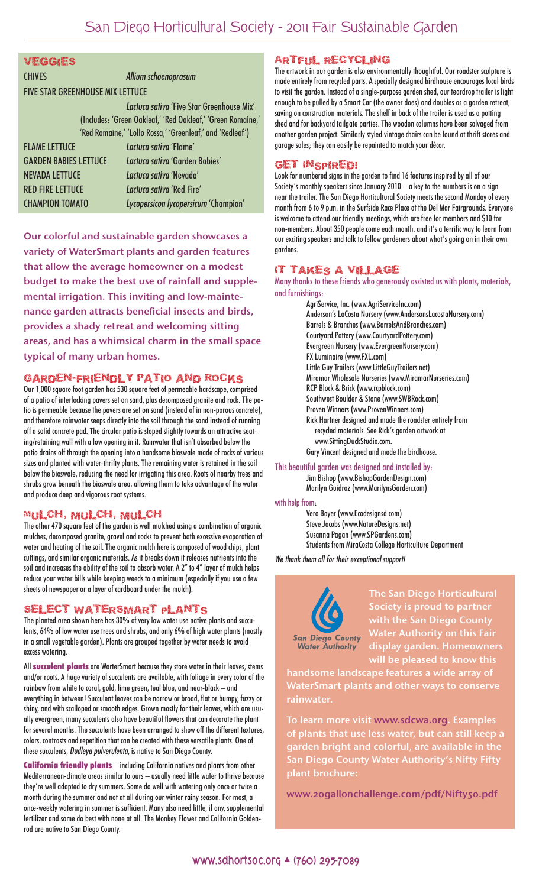## VEGGIES

| | |
|---|---|
| CHIVES | *Allium schoenoprasum* |
| FIVE STAR GREENHOUSE MIX LETTUCE | *Lactuca sativa* 'Five Star Greenhouse Mix' (Includes: 'Green Oakleaf,' 'Red Oakleaf,' 'Green Romaine,' 'Red Romaine,' 'Lollo Rossa,' 'Greenleaf,' and 'Redleaf') |
| FLAME LETTUCE | *Lactuca sativa* 'Flame' |
| GARDEN BABIES LETTUCE | *Lactuca sativa* 'Garden Babies' |
| NEVADA LETTUCE | *Lactuca sativa* 'Nevada' |
| RED FIRE LETTUCE | *Lactuca sativa* 'Red Fire' |
| CHAMPION TOMATO | *Lycopersicon lycopersicum* 'Champion' |

**Our colorful and sustainable garden showcases a variety of WaterSmart plants and garden features that allow the average homeowner on a modest budget to make the best use of rainfall and supplemental irrigation. This inviting and low-maintenance garden attracts beneficial insects and birds, provides a shady retreat and welcoming sitting areas, and has a whimsical charm in the small space typical of many urban homes.**

## GARDEN-FRIENDLY PATIO AND ROCKS

Our 1,000 square foot garden has 530 square feet of permeable hardscape, comprised of a patio of interlocking pavers set on sand, plus decomposed granite and rock. The patio is permeable because the pavers are set on sand (instead of in non-porous concrete), and therefore rainwater seeps directly into the soil through the sand instead of running off a solid concrete pad. The circular patio is sloped slightly towards an attractive seating/retaining wall with a low opening in it. Rainwater that isn't absorbed below the patio drains off through the opening into a handsome bioswale made of rocks of various sizes and planted with water-thrifty plants. The remaining water is retained in the soil below the bioswale, reducing the need for irrigating this area. Roots of nearby trees and shrubs grow beneath the bioswale area, allowing them to take advantage of the water and produce deep and vigorous root systems.

## MULCH, MULCH, MULCH

The other 470 square feet of the garden is well mulched using a combination of organic mulches, decomposed granite, gravel and rocks to prevent both excessive evaporation of water and heating of the soil. The organic mulch here is composed of wood chips, plant cuttings, and similar organic materials. As it breaks down it releases nutrients into the soil and increases the ability of the soil to absorb water. A 2" to 4" layer of mulch helps reduce your water bills while keeping weeds to a minimum (especially if you use a few sheets of newspaper or a layer of cardboard under the mulch).

## SELECT WATERSMART PLANTS

The planted area shown here has 30% of very low water use native plants and succulents, 64% of low water use trees and shrubs, and only 6% of high water plants (mostly in a small vegetable garden). Plants are grouped together by water needs to avoid excess watering.

All **succulent plants** are WarterSmart because they store water in their leaves, stems and/or roots. A huge variety of succulents are available, with foliage in every color of the rainbow from white to coral, gold, lime green, teal blue, and near-black – and everything in between! Succulent leaves can be narrow or broad, flat or bumpy, fuzzy or shiny, and with scalloped or smooth edges. Grown mostly for their leaves, which are usually evergreen, many succulents also have beautiful flowers that can decorate the plant for several months. The succulents have been arranged to show off the different textures, colors, contrasts and repetition that can be created with these versatile plants. One of these succulents, *Dudleya pulverulenta*, is native to San Diego County.

**California friendly plants** – including California natives and plants from other Mediterranean-climate areas similar to ours – usually need little water to thrive because they're well adapted to dry summers. Some do well with watering only once or twice a month during the summer and not at all during our winter rainy season. For most, a once-weekly watering in summer is sufficient. Many also need little, if any, supplemental fertilizer and some do best with none at all. The Monkey Flower and California Goldenrod are native to San Diego County.

## ARTFUL RECYCLING

The artwork in our garden is also environmentally thoughtful. Our roadster sculpture is made entirely from recycled parts. A specially designed birdhouse encourages local birds to visit the garden. Instead of a single-purpose garden shed, our teardrop trailer is light enough to be pulled by a Smart Car (the owner does) and doubles as a garden retreat, saving on construction materials. The shelf in back of the trailer is used as a potting shed and for backyard tailgate parties. The wooden columns have been salvaged from another garden project. Similarly styled vintage chairs can be found at thrift stores and garage sales; they can easily be repainted to match your décor.

## GET INSPIRED!

Look for numbered signs in the garden to find 16 features inspired by all of our Society's monthly speakers since January 2010 – a key to the numbers is on a sign near the trailer. The San Diego Horticultural Society meets the second Monday of every month from 6 to 9 p.m. in the Surfside Race Place at the Del Mar Fairgrounds. Everyone is welcome to attend our friendly meetings, which are free for members and $10 for non-members. About 350 people come each month, and it's a terrific way to learn from our exciting speakers and talk to fellow gardeners about what's going on in their own gardens.

## IT TAKES A VILLAGE

Many thanks to these friends who generously assisted us with plants, materials, and furnishings:

- AgriService, Inc. (www.AgriServiceInc.com)
- Anderson's LaCosta Nursery (www.AndersonsLacostaNursery.com)
- Barrels & Branches (www.BarrelsAndBranches.com)
- Courtyard Pottery (www.CourtyardPottery.com)
- Evergreen Nursery (www.EvergreenNursery.com)
- FX Luminaire (www.FXL.com)
- Little Guy Trailers (www.LittleGuyTrailers.net)
- Miramar Wholesale Nurseries (www.MiramarNurseries.com)
- RCP Block & Brick (www.rcpblock.com)
- Southwest Boulder & Stone (www.SWBRock.com)
- Proven Winners (www.ProvenWinners.com)
- Rick Hartner designed and made the roadster entirely from recycled materials. See Rick's garden artwork at www.SittingDuckStudio.com.
- Gary Vincent designed and made the birdhouse.

This beautiful garden was designed and installed by:

- Jim Bishop (www.BishopGardenDesign.com)
- Marilyn Guidroz (www.MarilynsGarden.com)

with help from:

- Vero Boyer (www.Ecodesignsd.com)
- Steve Jacobs (www.NatureDesigns.net)
- Susanna Pagan (www.SPGardens.com)
- Students from MiraCosta College Horticulture Department

*We thank them all for their exceptional support!*

San Diego County Water Authority

**The San Diego Horticultural Society is proud to partner with the San Diego County Water Authority on this Fair display garden. Homeowners will be pleased to know this handsome landscape features a wide array of WaterSmart plants and other ways to conserve rainwater.**

**To learn more visit www.sdcwa.org. Examples of plants that use less water, but can still keep a garden bright and colorful, are available in the San Diego County Water Authority's Nifty Fifty plant brochure:**

**www.20gallonchallenge.com/pdf/Nifty50.pdf**

www.sdhortsoc.org ▲ (760) 295-7089